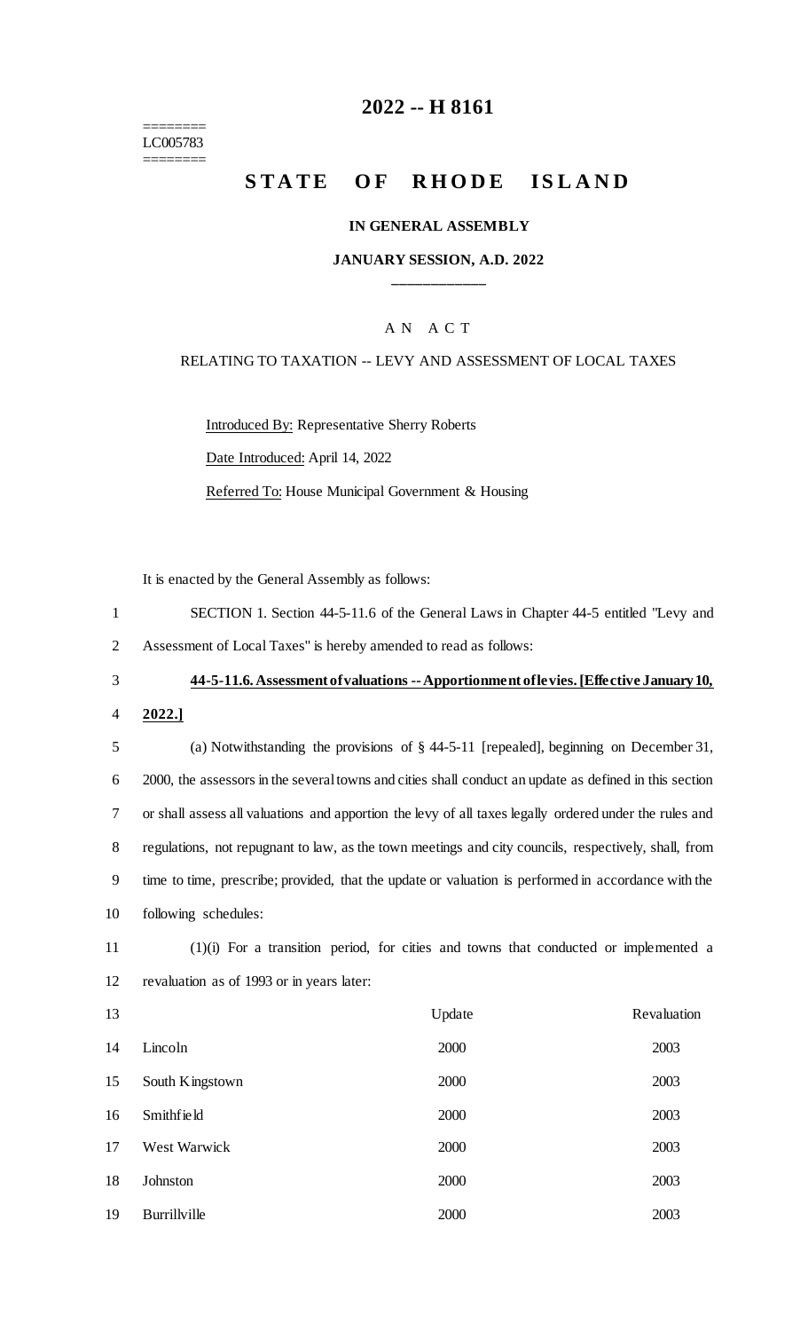========
LC005783
========

# 2022 -- H 8161

# STATE OF RHODE ISLAND

### IN GENERAL ASSEMBLY

### JANUARY SESSION, A.D. 2022

____________

A N A C T

RELATING TO TAXATION -- LEVY AND ASSESSMENT OF LOCAL TAXES

Introduced By: Representative Sherry Roberts

Date Introduced: April 14, 2022

Referred To: House Municipal Government & Housing

It is enacted by the General Assembly as follows:

1 SECTION 1. Section 44-5-11.6 of the General Laws in Chapter 44-5 entitled "Levy and
2 Assessment of Local Taxes" is hereby amended to read as follows:

3 **44-5-11.6. Assessment of valuations -- Apportionment of levies. [Effective January 10,**
4 **2022.]**

5 (a) Notwithstanding the provisions of § 44-5-11 [repealed], beginning on December 31,
6 2000, the assessors in the several towns and cities shall conduct an update as defined in this section
7 or shall assess all valuations and apportion the levy of all taxes legally ordered under the rules and
8 regulations, not repugnant to law, as the town meetings and city councils, respectively, shall, from
9 time to time, prescribe; provided, that the update or valuation is performed in accordance with the
10 following schedules:

11 (1)(i) For a transition period, for cities and towns that conducted or implemented a
12 revaluation as of 1993 or in years later:

| Line | | Update | Revaluation |
|---|---|---|---|
| 13 | | Update | Revaluation |
| 14 | Lincoln | 2000 | 2003 |
| 15 | South Kingstown | 2000 | 2003 |
| 16 | Smithfield | 2000 | 2003 |
| 17 | West Warwick | 2000 | 2003 |
| 18 | Johnston | 2000 | 2003 |
| 19 | Burrillville | 2000 | 2003 |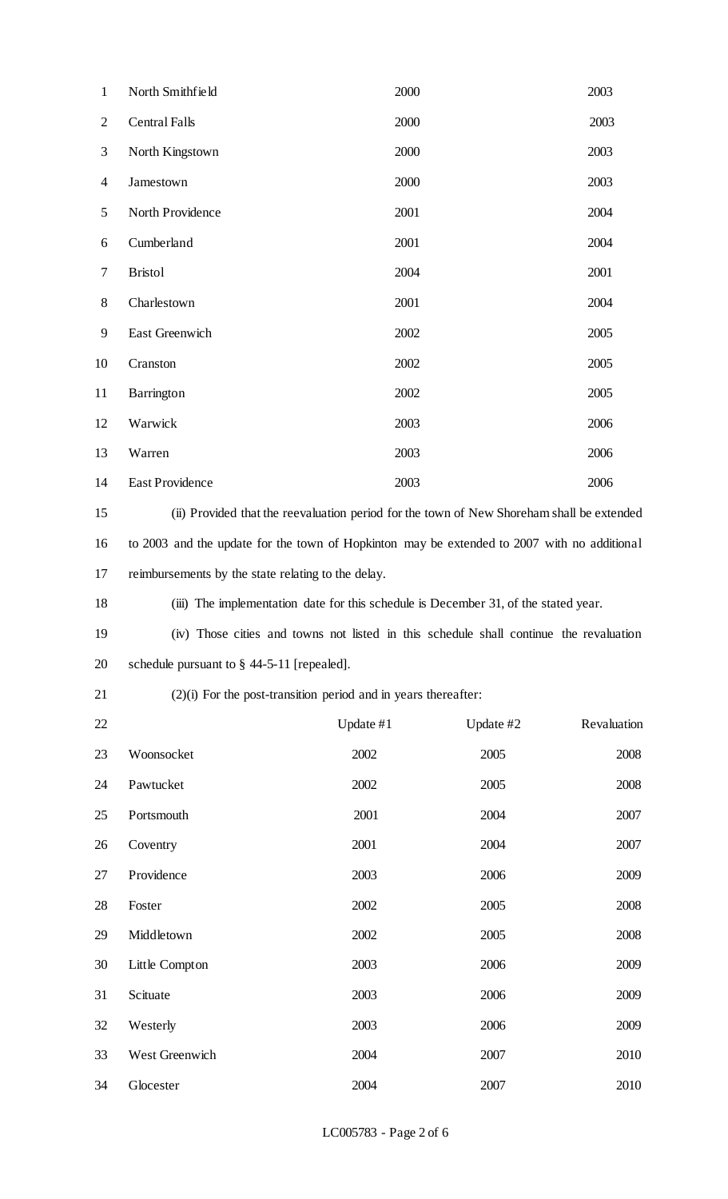| | | |
|---|---|---|
| North Smithfield | 2000 | 2003 |
| Central Falls | 2000 | 2003 |
| North Kingstown | 2000 | 2003 |
| Jamestown | 2000 | 2003 |
| North Providence | 2001 | 2004 |
| Cumberland | 2001 | 2004 |
| Bristol | 2004 | 2001 |
| Charlestown | 2001 | 2004 |
| East Greenwich | 2002 | 2005 |
| Cranston | 2002 | 2005 |
| Barrington | 2002 | 2005 |
| Warwick | 2003 | 2006 |
| Warren | 2003 | 2006 |
| East Providence | 2003 | 2006 |

(ii) Provided that the reevaluation period for the town of New Shoreham shall be extended to 2003 and the update for the town of Hopkinton may be extended to 2007 with no additional reimbursements by the state relating to the delay.

(iii) The implementation date for this schedule is December 31, of the stated year.

(iv) Those cities and towns not listed in this schedule shall continue the revaluation schedule pursuant to § 44-5-11 [repealed].

(2)(i) For the post-transition period and in years thereafter:

| | Update #1 | Update #2 | Revaluation |
|---|---|---|---|
| Woonsocket | 2002 | 2005 | 2008 |
| Pawtucket | 2002 | 2005 | 2008 |
| Portsmouth | 2001 | 2004 | 2007 |
| Coventry | 2001 | 2004 | 2007 |
| Providence | 2003 | 2006 | 2009 |
| Foster | 2002 | 2005 | 2008 |
| Middletown | 2002 | 2005 | 2008 |
| Little Compton | 2003 | 2006 | 2009 |
| Scituate | 2003 | 2006 | 2009 |
| Westerly | 2003 | 2006 | 2009 |
| West Greenwich | 2004 | 2007 | 2010 |
| Glocester | 2004 | 2007 | 2010 |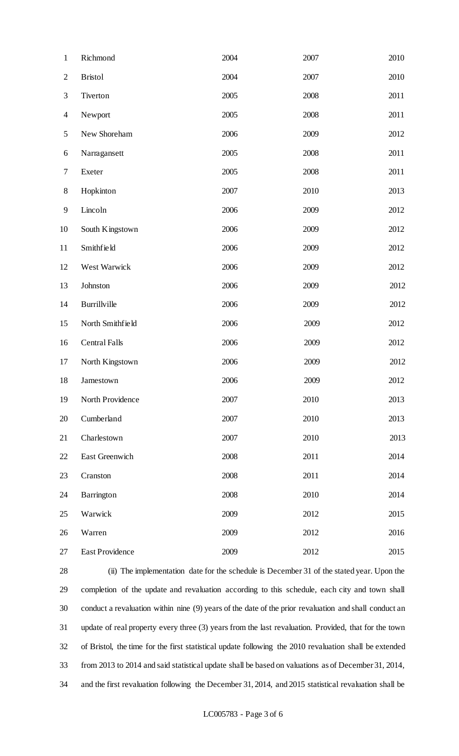| | | | |
|---|---|---|---|
| Richmond | 2004 | 2007 | 2010 |
| Bristol | 2004 | 2007 | 2010 |
| Tiverton | 2005 | 2008 | 2011 |
| Newport | 2005 | 2008 | 2011 |
| New Shoreham | 2006 | 2009 | 2012 |
| Narragansett | 2005 | 2008 | 2011 |
| Exeter | 2005 | 2008 | 2011 |
| Hopkinton | 2007 | 2010 | 2013 |
| Lincoln | 2006 | 2009 | 2012 |
| South Kingstown | 2006 | 2009 | 2012 |
| Smithfield | 2006 | 2009 | 2012 |
| West Warwick | 2006 | 2009 | 2012 |
| Johnston | 2006 | 2009 | 2012 |
| Burrillville | 2006 | 2009 | 2012 |
| North Smithfield | 2006 | 2009 | 2012 |
| Central Falls | 2006 | 2009 | 2012 |
| North Kingstown | 2006 | 2009 | 2012 |
| Jamestown | 2006 | 2009 | 2012 |
| North Providence | 2007 | 2010 | 2013 |
| Cumberland | 2007 | 2010 | 2013 |
| Charlestown | 2007 | 2010 | 2013 |
| East Greenwich | 2008 | 2011 | 2014 |
| Cranston | 2008 | 2011 | 2014 |
| Barrington | 2008 | 2010 | 2014 |
| Warwick | 2009 | 2012 | 2015 |
| Warren | 2009 | 2012 | 2016 |
| East Providence | 2009 | 2012 | 2015 |

(ii) The implementation date for the schedule is December 31 of the stated year. Upon the completion of the update and revaluation according to this schedule, each city and town shall conduct a revaluation within nine (9) years of the date of the prior revaluation and shall conduct an update of real property every three (3) years from the last revaluation. Provided, that for the town of Bristol, the time for the first statistical update following the 2010 revaluation shall be extended from 2013 to 2014 and said statistical update shall be based on valuations as of December 31, 2014, and the first revaluation following the December 31, 2014, and 2015 statistical revaluation shall be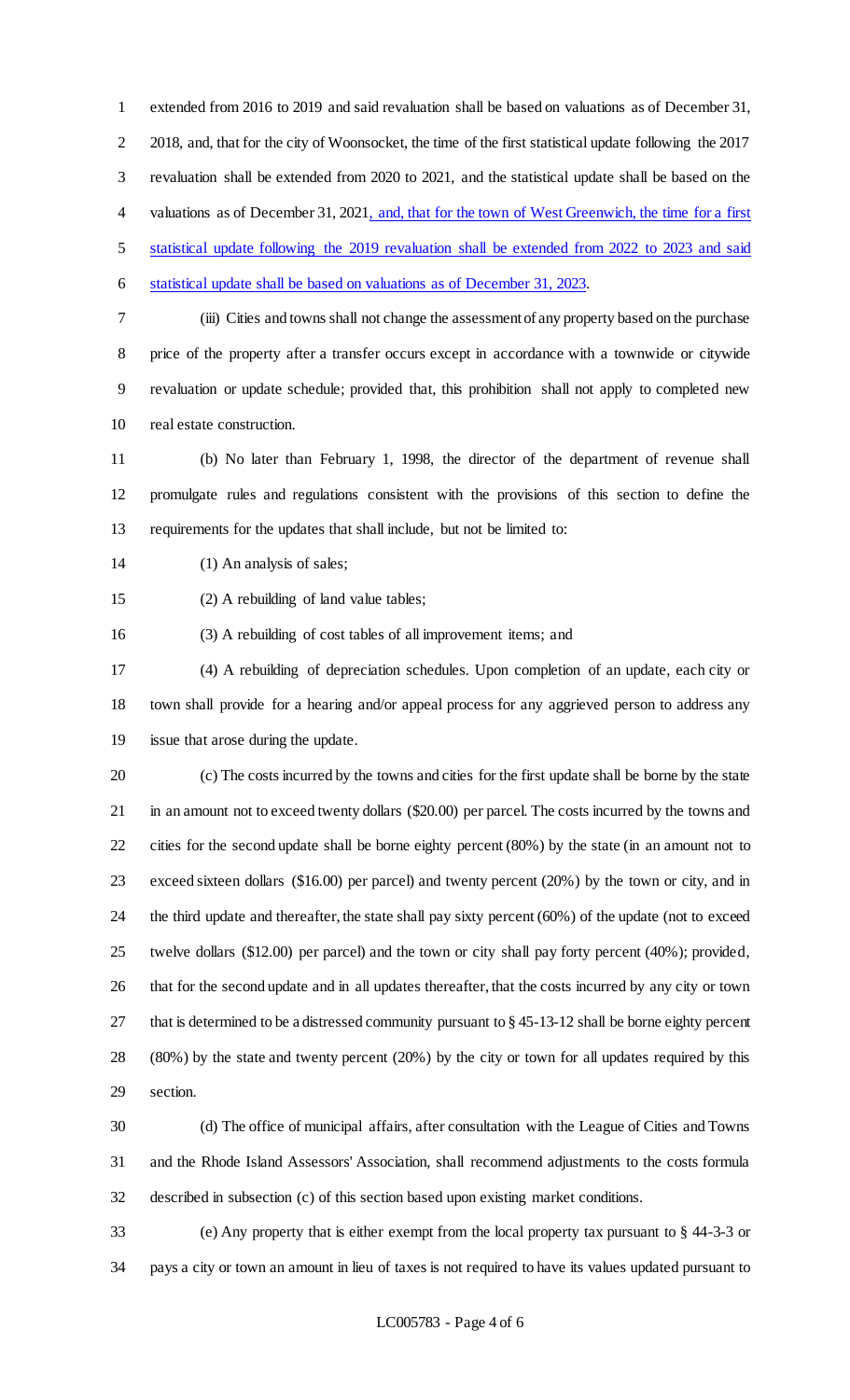extended from 2016 to 2019 and said revaluation shall be based on valuations as of December 31, 2018, and, that for the city of Woonsocket, the time of the first statistical update following the 2017 revaluation shall be extended from 2020 to 2021, and the statistical update shall be based on the valuations as of December 31, 2021<u>, and, that for the town of West Greenwich, the time for a first statistical update following the 2019 revaluation shall be extended from 2022 to 2023 and said statistical update shall be based on valuations as of December 31, 2023</u>.

(iii) Cities and towns shall not change the assessment of any property based on the purchase price of the property after a transfer occurs except in accordance with a townwide or citywide revaluation or update schedule; provided that, this prohibition shall not apply to completed new real estate construction.

(b) No later than February 1, 1998, the director of the department of revenue shall promulgate rules and regulations consistent with the provisions of this section to define the requirements for the updates that shall include, but not be limited to:

(1) An analysis of sales;

(2) A rebuilding of land value tables;

(3) A rebuilding of cost tables of all improvement items; and

(4) A rebuilding of depreciation schedules. Upon completion of an update, each city or town shall provide for a hearing and/or appeal process for any aggrieved person to address any issue that arose during the update.

(c) The costs incurred by the towns and cities for the first update shall be borne by the state in an amount not to exceed twenty dollars ($20.00) per parcel. The costs incurred by the towns and cities for the second update shall be borne eighty percent (80%) by the state (in an amount not to exceed sixteen dollars ($16.00) per parcel) and twenty percent (20%) by the town or city, and in the third update and thereafter, the state shall pay sixty percent (60%) of the update (not to exceed twelve dollars ($12.00) per parcel) and the town or city shall pay forty percent (40%); provided, that for the second update and in all updates thereafter, that the costs incurred by any city or town that is determined to be a distressed community pursuant to § 45-13-12 shall be borne eighty percent (80%) by the state and twenty percent (20%) by the city or town for all updates required by this section.

(d) The office of municipal affairs, after consultation with the League of Cities and Towns and the Rhode Island Assessors' Association, shall recommend adjustments to the costs formula described in subsection (c) of this section based upon existing market conditions.

(e) Any property that is either exempt from the local property tax pursuant to § 44-3-3 or pays a city or town an amount in lieu of taxes is not required to have its values updated pursuant to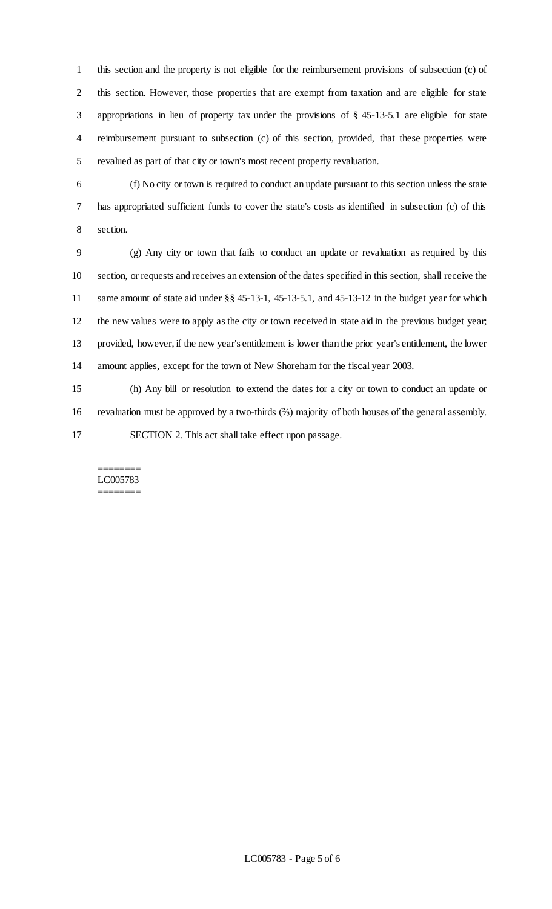this section and the property is not eligible for the reimbursement provisions of subsection (c) of this section. However, those properties that are exempt from taxation and are eligible for state appropriations in lieu of property tax under the provisions of § 45-13-5.1 are eligible for state reimbursement pursuant to subsection (c) of this section, provided, that these properties were revalued as part of that city or town's most recent property revaluation.

(f) No city or town is required to conduct an update pursuant to this section unless the state has appropriated sufficient funds to cover the state's costs as identified in subsection (c) of this section.

(g) Any city or town that fails to conduct an update or revaluation as required by this section, or requests and receives an extension of the dates specified in this section, shall receive the same amount of state aid under §§ 45-13-1, 45-13-5.1, and 45-13-12 in the budget year for which the new values were to apply as the city or town received in state aid in the previous budget year; provided, however, if the new year's entitlement is lower than the prior year's entitlement, the lower amount applies, except for the town of New Shoreham for the fiscal year 2003.

(h) Any bill or resolution to extend the dates for a city or town to conduct an update or revaluation must be approved by a two-thirds (⅔) majority of both houses of the general assembly.

SECTION 2. This act shall take effect upon passage.

========
LC005783
========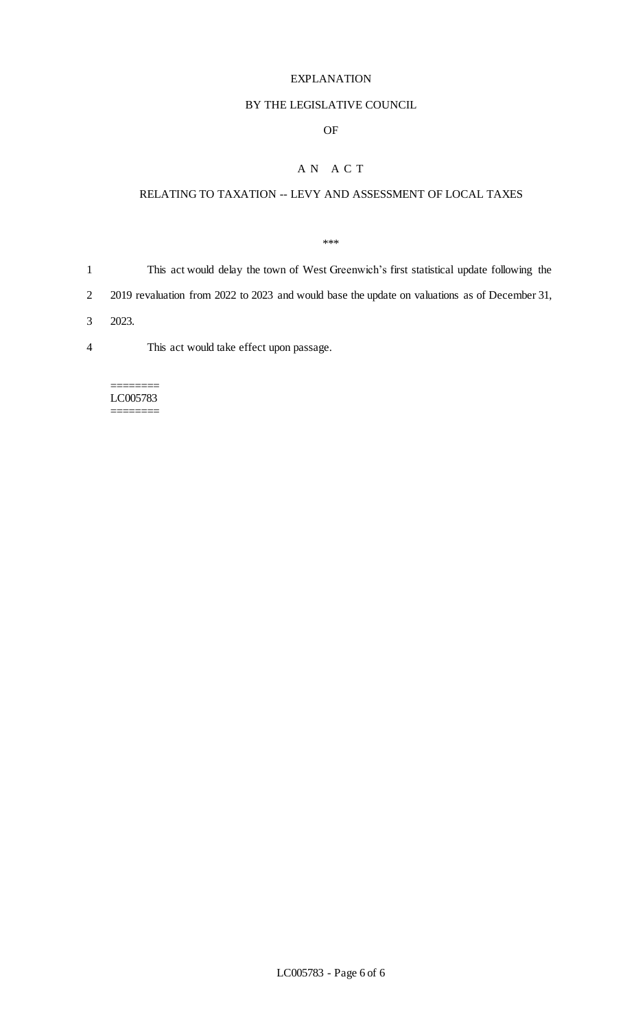EXPLANATION

BY THE LEGISLATIVE COUNCIL

OF

A N A C T

RELATING TO TAXATION -- LEVY AND ASSESSMENT OF LOCAL TAXES

\*\*\*

1 This act would delay the town of West Greenwich's first statistical update following the
2 2019 revaluation from 2022 to 2023 and would base the update on valuations as of December 31,
3 2023.
4 This act would take effect upon passage.

========
LC005783
========